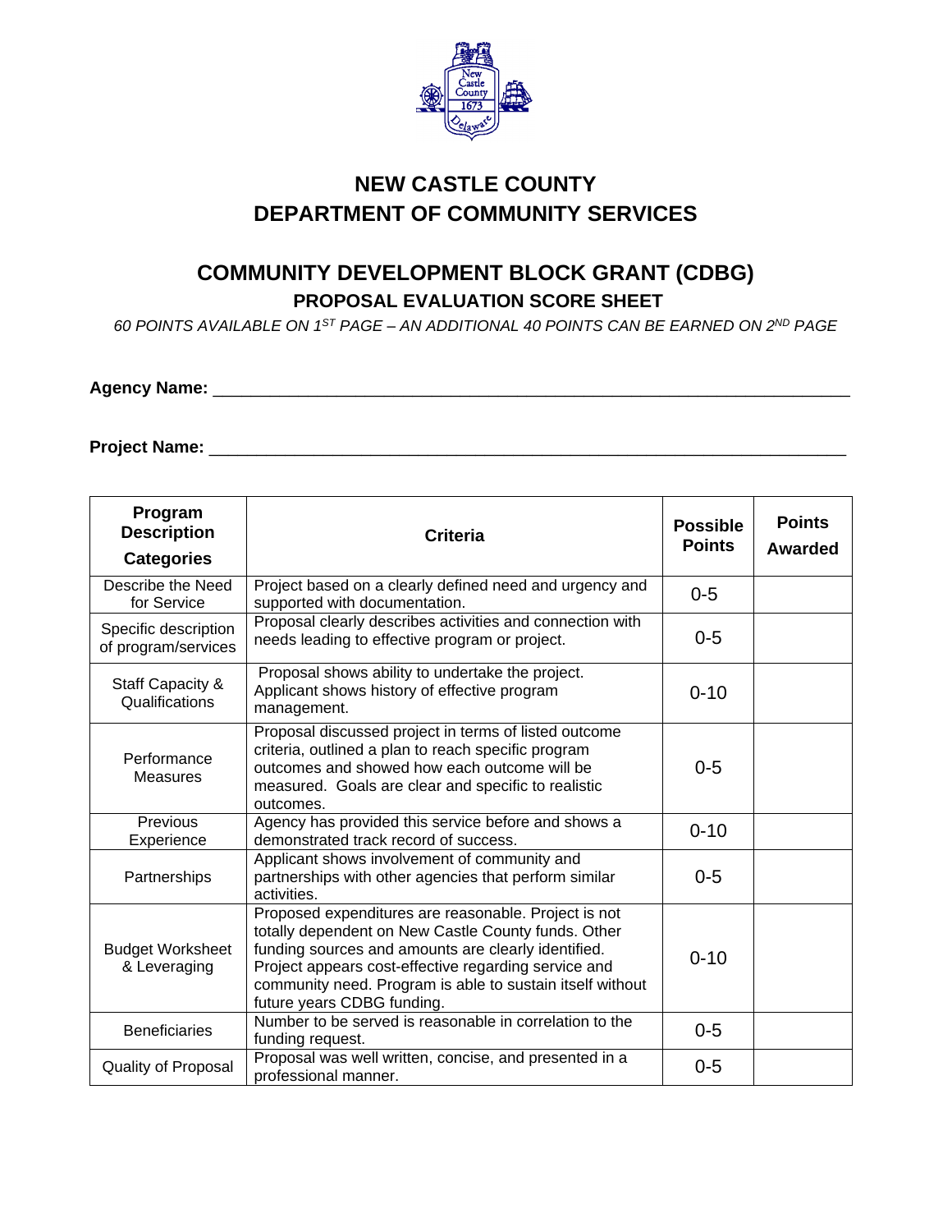# NEW CASTLE COUNTY
# DEPARTMENT OF COMMUNITY SERVICES

## COMMUNITY DEVELOPMENT BLOCK GRANT (CDBG)
### PROPOSAL EVALUATION SCORE SHEET

*60 POINTS AVAILABLE ON 1ST PAGE – AN ADDITIONAL 40 POINTS CAN BE EARNED ON 2ND PAGE*

**Agency Name:** ___________________________________________________________________

**Project Name:** __________________________________________________________________

| Program Description Categories | Criteria | Possible Points | Points Awarded |
|---|---|---|---|
| Describe the Need for Service | Project based on a clearly defined need and urgency and supported with documentation. | 0-5 | |
| Specific description of program/services | Proposal clearly describes activities and connection with needs leading to effective program or project. | 0-5 | |
| Staff Capacity & Qualifications | Proposal shows ability to undertake the project. Applicant shows history of effective program management. | 0-10 | |
| Performance Measures | Proposal discussed project in terms of listed outcome criteria, outlined a plan to reach specific program outcomes and showed how each outcome will be measured. Goals are clear and specific to realistic outcomes. | 0-5 | |
| Previous Experience | Agency has provided this service before and shows a demonstrated track record of success. | 0-10 | |
| Partnerships | Applicant shows involvement of community and partnerships with other agencies that perform similar activities. | 0-5 | |
| Budget Worksheet & Leveraging | Proposed expenditures are reasonable. Project is not totally dependent on New Castle County funds. Other funding sources and amounts are clearly identified. Project appears cost-effective regarding service and community need. Program is able to sustain itself without future years CDBG funding. | 0-10 | |
| Beneficiaries | Number to be served is reasonable in correlation to the funding request. | 0-5 | |
| Quality of Proposal | Proposal was well written, concise, and presented in a professional manner. | 0-5 | |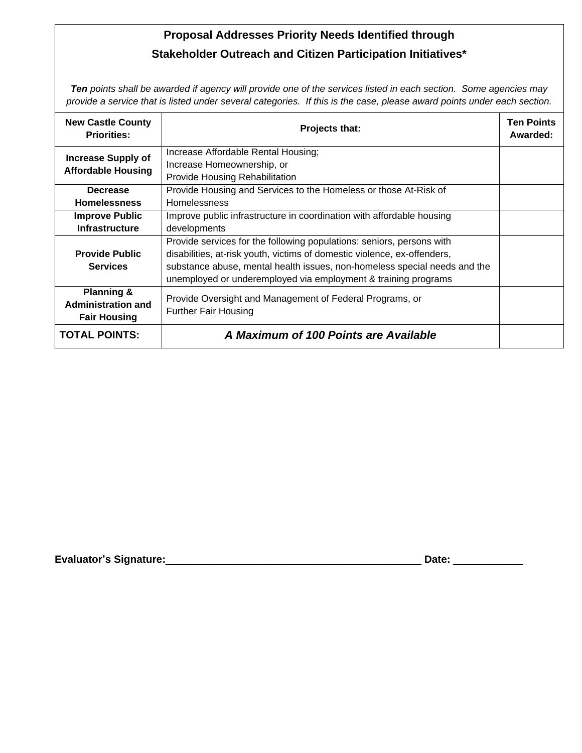## Proposal Addresses Priority Needs Identified through Stakeholder Outreach and Citizen Participation Initiatives*

***Ten*** *points shall be awarded if agency will provide one of the services listed in each section. Some agencies may provide a service that is listed under several categories. If this is the case, please award points under each section.*

| New Castle County Priorities: | Projects that: | Ten Points Awarded: |
|---|---|---|
| **Increase Supply of Affordable Housing** | Increase Affordable Rental Housing;<br>Increase Homeownership, or<br>Provide Housing Rehabilitation | |
| **Decrease Homelessness** | Provide Housing and Services to the Homeless or those At-Risk of Homelessness | |
| **Improve Public Infrastructure** | Improve public infrastructure in coordination with affordable housing developments | |
| **Provide Public Services** | Provide services for the following populations: seniors, persons with disabilities, at-risk youth, victims of domestic violence, ex-offenders, substance abuse, mental health issues, non-homeless special needs and the unemployed or underemployed via employment & training programs | |
| **Planning & Administration and Fair Housing** | Provide Oversight and Management of Federal Programs, or<br>Further Fair Housing | |
| **TOTAL POINTS:** | ***A Maximum of 100 Points are Available*** | |

**Evaluator's Signature:**_____________________________________________ **Date:** ____________